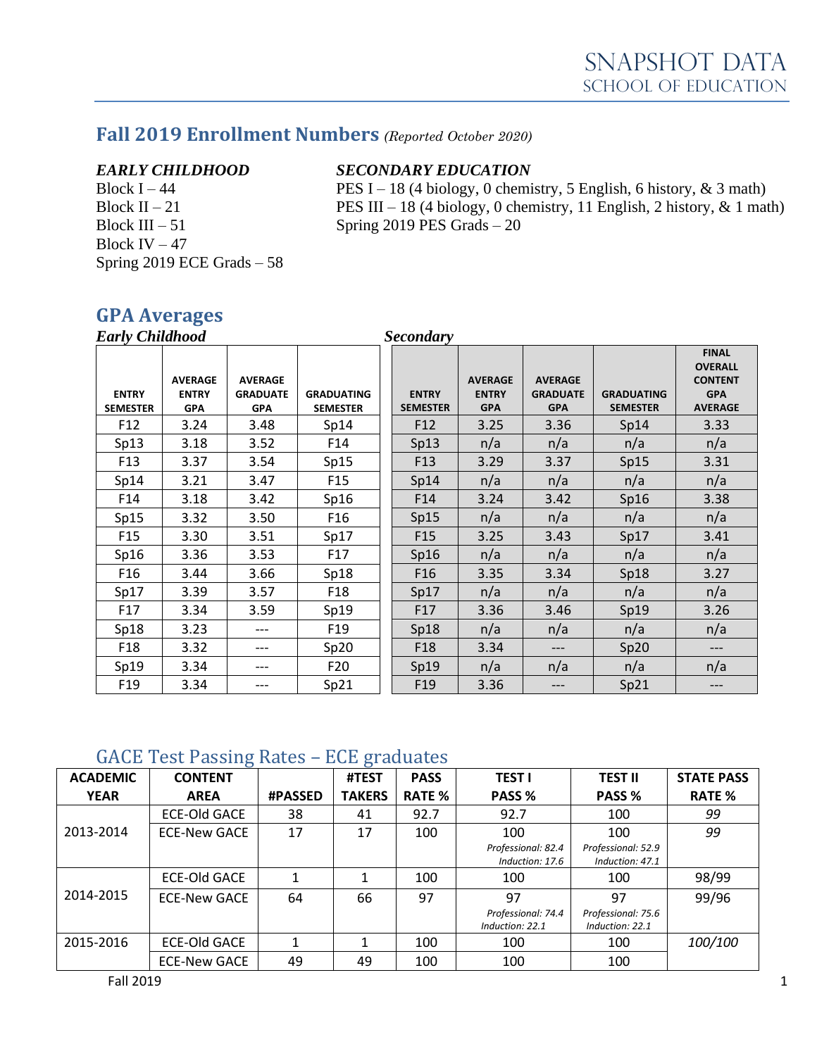# Snapshot Data
## School of Education

## Fall 2019 Enrollment Numbers *(Reported October 2020)*

***EARLY CHILDHOOD***

Block I – 44
Block II – 21
Block III – 51
Block IV – 47
Spring 2019 ECE Grads – 58

***SECONDARY EDUCATION***

PES I – 18 (4 biology, 0 chemistry, 5 English, 6 history, & 3 math)
PES III – 18 (4 biology, 0 chemistry, 11 English, 2 history, & 1 math)
Spring 2019 PES Grads – 20

## GPA Averages

***Early Childhood***

| ENTRY SEMESTER | AVERAGE ENTRY GPA | AVERAGE GRADUATE GPA | GRADUATING SEMESTER |
|---|---|---|---|
| F12 | 3.24 | 3.48 | Sp14 |
| Sp13 | 3.18 | 3.52 | F14 |
| F13 | 3.37 | 3.54 | Sp15 |
| Sp14 | 3.21 | 3.47 | F15 |
| F14 | 3.18 | 3.42 | Sp16 |
| Sp15 | 3.32 | 3.50 | F16 |
| F15 | 3.30 | 3.51 | Sp17 |
| Sp16 | 3.36 | 3.53 | F17 |
| F16 | 3.44 | 3.66 | Sp18 |
| Sp17 | 3.39 | 3.57 | F18 |
| F17 | 3.34 | 3.59 | Sp19 |
| Sp18 | 3.23 | --- | F19 |
| F18 | 3.32 | --- | Sp20 |
| Sp19 | 3.34 | --- | F20 |
| F19 | 3.34 | --- | Sp21 |

***Secondary***

| ENTRY SEMESTER | AVERAGE ENTRY GPA | AVERAGE GRADUATE GPA | GRADUATING SEMESTER | FINAL OVERALL CONTENT GPA AVERAGE |
|---|---|---|---|---|
| F12 | 3.25 | 3.36 | Sp14 | 3.33 |
| Sp13 | n/a | n/a | n/a | n/a |
| F13 | 3.29 | 3.37 | Sp15 | 3.31 |
| Sp14 | n/a | n/a | n/a | n/a |
| F14 | 3.24 | 3.42 | Sp16 | 3.38 |
| Sp15 | n/a | n/a | n/a | n/a |
| F15 | 3.25 | 3.43 | Sp17 | 3.41 |
| Sp16 | n/a | n/a | n/a | n/a |
| F16 | 3.35 | 3.34 | Sp18 | 3.27 |
| Sp17 | n/a | n/a | n/a | n/a |
| F17 | 3.36 | 3.46 | Sp19 | 3.26 |
| Sp18 | n/a | n/a | n/a | n/a |
| F18 | 3.34 | --- | Sp20 | --- |
| Sp19 | n/a | n/a | n/a | n/a |
| F19 | 3.36 | --- | Sp21 | --- |

## GACE Test Passing Rates – ECE graduates

| ACADEMIC YEAR | CONTENT AREA | #PASSED | #TEST TAKERS | PASS RATE % | TEST I PASS % | TEST II PASS % | STATE PASS RATE % |
|---|---|---|---|---|---|---|---|
| 2013-2014 | ECE-Old GACE | 38 | 41 | 92.7 | 92.7 | 100 | *99* |
| | ECE-New GACE | 17 | 17 | 100 | 100 *Professional: 82.4* *Induction: 17.6* | 100 *Professional: 52.9* *Induction: 47.1* | *99* |
| 2014-2015 | ECE-Old GACE | 1 | 1 | 100 | 100 | 100 | 98/99 |
| | ECE-New GACE | 64 | 66 | 97 | 97 *Professional: 74.4* *Induction: 22.1* | 97 *Professional: 75.6* *Induction: 22.1* | 99/96 |
| 2015-2016 | ECE-Old GACE | 1 | 1 | 100 | 100 | 100 | *100/100* |
| | ECE-New GACE | 49 | 49 | 100 | 100 | 100 | |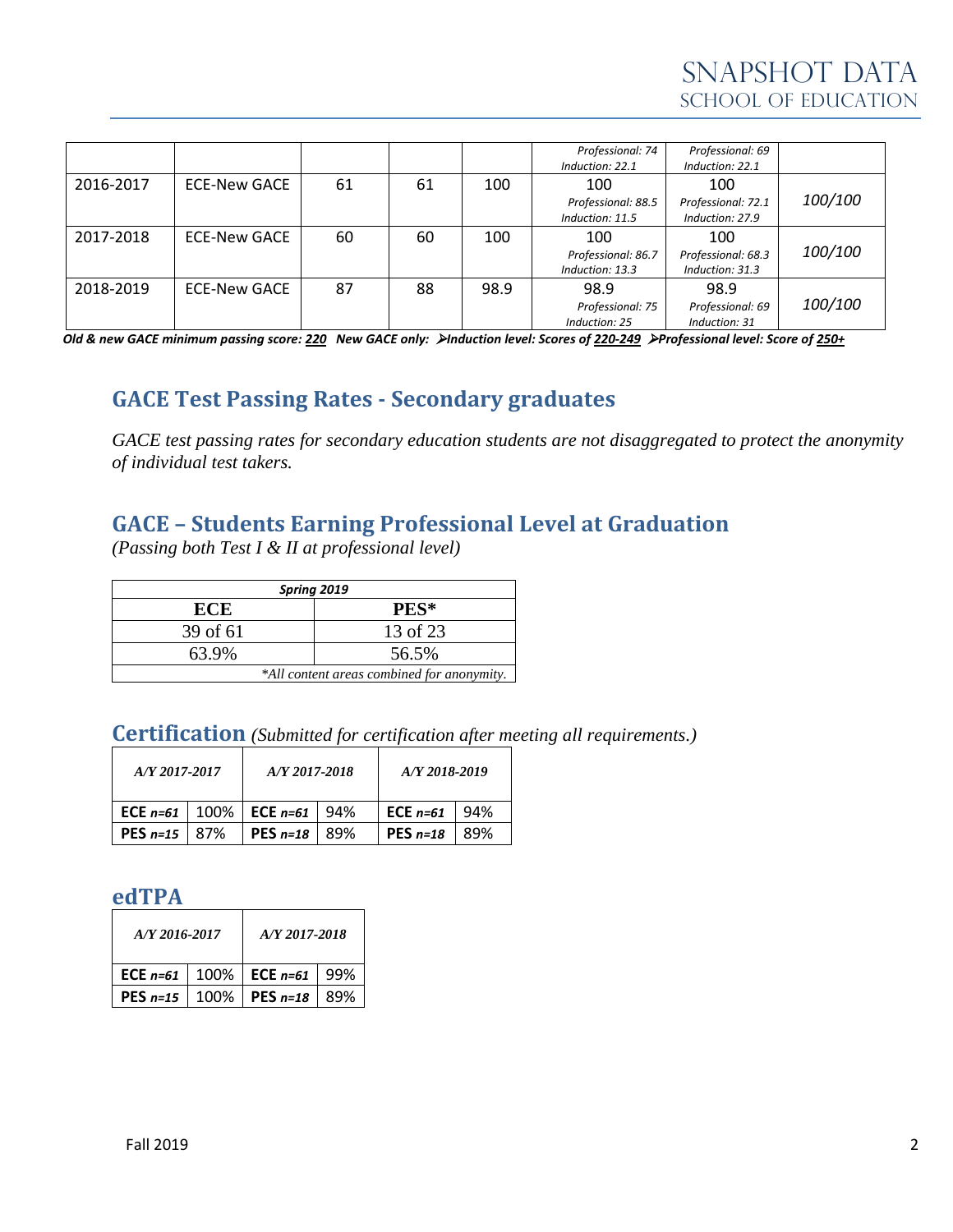| | | | | | Professional: 74<br>Induction: 22.1 | Professional: 69<br>Induction: 22.1 | |
|---|---|---|---|---|---|---|---|
| 2016-2017 | ECE-New GACE | 61 | 61 | 100 | 100<br>Professional: 88.5<br>Induction: 11.5 | 100<br>Professional: 72.1<br>Induction: 27.9 | *100/100* |
| 2017-2018 | ECE-New GACE | 60 | 60 | 100 | 100<br>Professional: 86.7<br>Induction: 13.3 | 100<br>Professional: 68.3<br>Induction: 31.3 | *100/100* |
| 2018-2019 | ECE-New GACE | 87 | 88 | 98.9 | 98.9<br>Professional: 75<br>Induction: 25 | 98.9<br>Professional: 69<br>Induction: 31 | *100/100* |

***Old & new GACE minimum passing score: 220   New GACE only:  ➢Induction level: Scores of 220-249  ➢Professional level: Score of 250+***

## GACE Test Passing Rates - Secondary graduates

*GACE test passing rates for secondary education students are not disaggregated to protect the anonymity of individual test takers.*

## GACE – Students Earning Professional Level at Graduation

*(Passing both Test I & II at professional level)*

| *Spring 2019* | |
|---|---|
| **ECE** | **PES*** |
| 39 of 61 | 13 of 23 |
| 63.9% | 56.5% |
| **All content areas combined for anonymity.* | |

## Certification *(Submitted for certification after meeting all requirements.)*

| *A/Y 2017-2017* | | *A/Y 2017-2018* | | *A/Y 2018-2019* | |
|---|---|---|---|---|---|
| **ECE** ***n=61*** | 100% | **ECE** ***n=61*** | 94% | **ECE** ***n=61*** | 94% |
| **PES** ***n=15*** | 87% | **PES** ***n=18*** | 89% | **PES** ***n=18*** | 89% |

## edTPA

| *A/Y 2016-2017* | | *A/Y 2017-2018* | |
|---|---|---|---|
| **ECE** ***n=61*** | 100% | **ECE** ***n=61*** | 99% |
| **PES** ***n=15*** | 100% | **PES** ***n=18*** | 89% |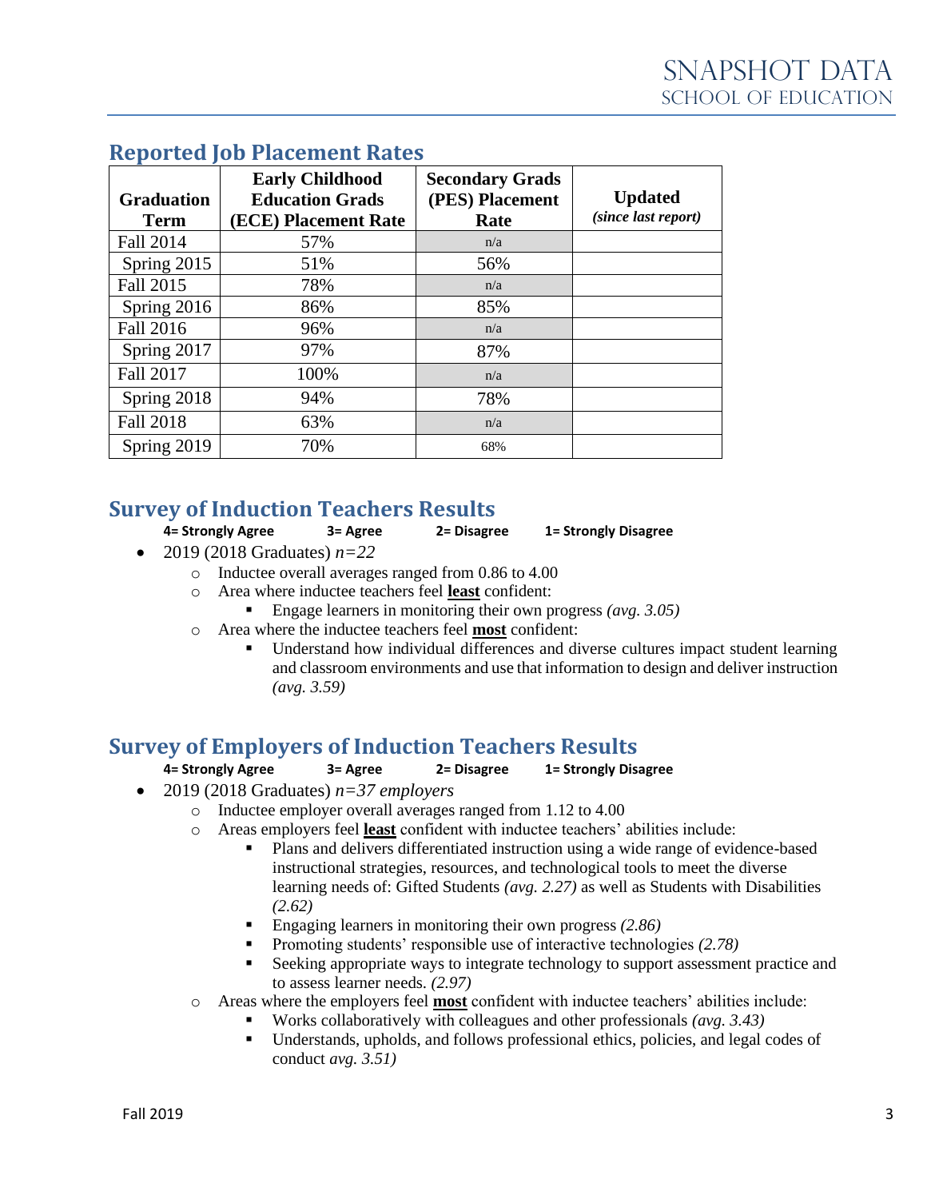## Reported Job Placement Rates

| Graduation Term | Early Childhood Education Grads (ECE) Placement Rate | Secondary Grads (PES) Placement Rate | Updated *(since last report)* |
|---|---|---|---|
| Fall 2014 | 57% | n/a | |
| Spring 2015 | 51% | 56% | |
| Fall 2015 | 78% | n/a | |
| Spring 2016 | 86% | 85% | |
| Fall 2016 | 96% | n/a | |
| Spring 2017 | 97% | 87% | |
| Fall 2017 | 100% | n/a | |
| Spring 2018 | 94% | 78% | |
| Fall 2018 | 63% | n/a | |
| Spring 2019 | 70% | 68% | |

## Survey of Induction Teachers Results

**4= Strongly Agree 3= Agree 2= Disagree 1= Strongly Disagree**

- 2019 (2018 Graduates) *n=22*
  - Inductee overall averages ranged from 0.86 to 4.00
  - Area where inductee teachers feel **least** confident:
    - Engage learners in monitoring their own progress *(avg. 3.05)*
  - Area where the inductee teachers feel **most** confident:
    - Understand how individual differences and diverse cultures impact student learning and classroom environments and use that information to design and deliver instruction *(avg. 3.59)*

## Survey of Employers of Induction Teachers Results

**4= Strongly Agree 3= Agree 2= Disagree 1= Strongly Disagree**

- 2019 (2018 Graduates) *n=37 employers*
  - Inductee employer overall averages ranged from 1.12 to 4.00
  - Areas employers feel **least** confident with inductee teachers' abilities include:
    - Plans and delivers differentiated instruction using a wide range of evidence-based instructional strategies, resources, and technological tools to meet the diverse learning needs of: Gifted Students *(avg. 2.27)* as well as Students with Disabilities *(2.62)*
    - Engaging learners in monitoring their own progress *(2.86)*
    - Promoting students' responsible use of interactive technologies *(2.78)*
    - Seeking appropriate ways to integrate technology to support assessment practice and to assess learner needs. *(2.97)*
  - Areas where the employers feel **most** confident with inductee teachers' abilities include:
    - Works collaboratively with colleagues and other professionals *(avg. 3.43)*
    - Understands, upholds, and follows professional ethics, policies, and legal codes of conduct *avg. 3.51)*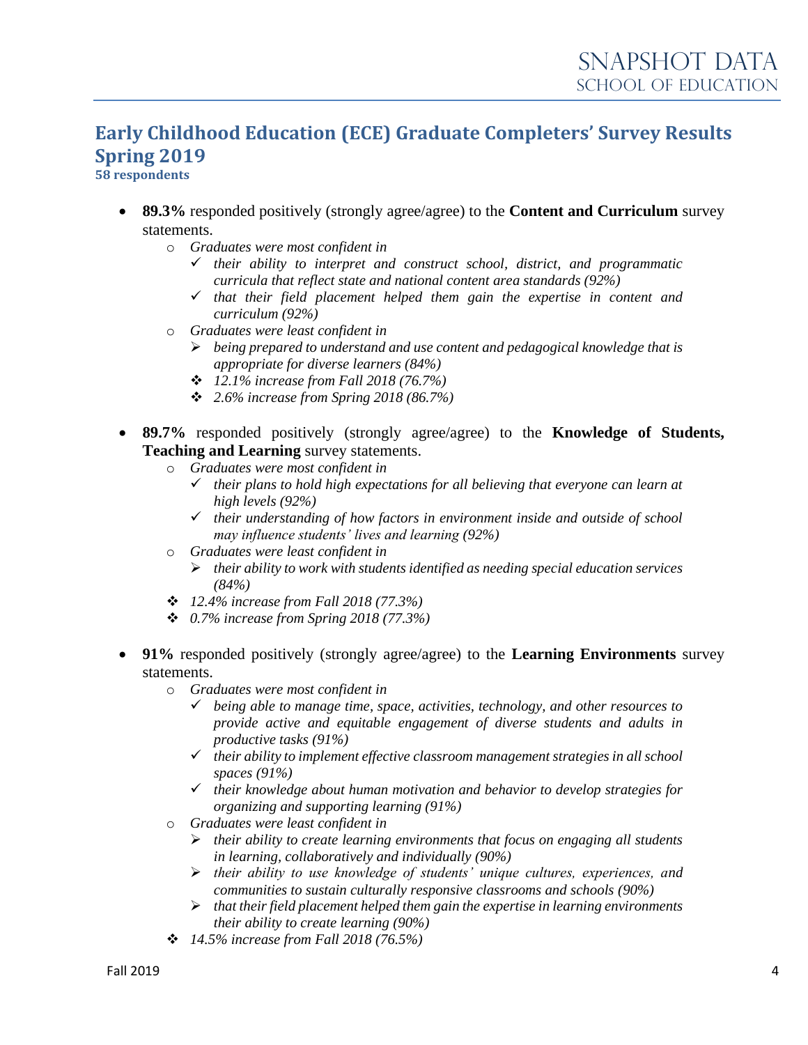## Early Childhood Education (ECE) Graduate Completers' Survey Results Spring 2019

**58 respondents**

- **89.3%** responded positively (strongly agree/agree) to the **Content and Curriculum** survey statements.
  - *Graduates were most confident in*
    - ✓ *their ability to interpret and construct school, district, and programmatic curricula that reflect state and national content area standards (92%)*
    - ✓ *that their field placement helped them gain the expertise in content and curriculum (92%)*
  - *Graduates were least confident in*
    - ➢ *being prepared to understand and use content and pedagogical knowledge that is appropriate for diverse learners (84%)*
    - ❖ *12.1% increase from Fall 2018 (76.7%)*
    - ❖ *2.6% increase from Spring 2018 (86.7%)*

- **89.7%** responded positively (strongly agree/agree) to the **Knowledge of Students, Teaching and Learning** survey statements.
  - *Graduates were most confident in*
    - ✓ *their plans to hold high expectations for all believing that everyone can learn at high levels (92%)*
    - ✓ *their understanding of how factors in environment inside and outside of school may influence students' lives and learning (92%)*
  - *Graduates were least confident in*
    - ➢ *their ability to work with students identified as needing special education services (84%)*
  - ❖ *12.4% increase from Fall 2018 (77.3%)*
  - ❖ *0.7% increase from Spring 2018 (77.3%)*

- **91%** responded positively (strongly agree/agree) to the **Learning Environments** survey statements.
  - *Graduates were most confident in*
    - ✓ *being able to manage time, space, activities, technology, and other resources to provide active and equitable engagement of diverse students and adults in productive tasks (91%)*
    - ✓ *their ability to implement effective classroom management strategies in all school spaces (91%)*
    - ✓ *their knowledge about human motivation and behavior to develop strategies for organizing and supporting learning (91%)*
  - *Graduates were least confident in*
    - ➢ *their ability to create learning environments that focus on engaging all students in learning, collaboratively and individually (90%)*
    - ➢ *their ability to use knowledge of students' unique cultures, experiences, and communities to sustain culturally responsive classrooms and schools (90%)*
    - ➢ *that their field placement helped them gain the expertise in learning environments their ability to create learning (90%)*
  - ❖ *14.5% increase from Fall 2018 (76.5%)*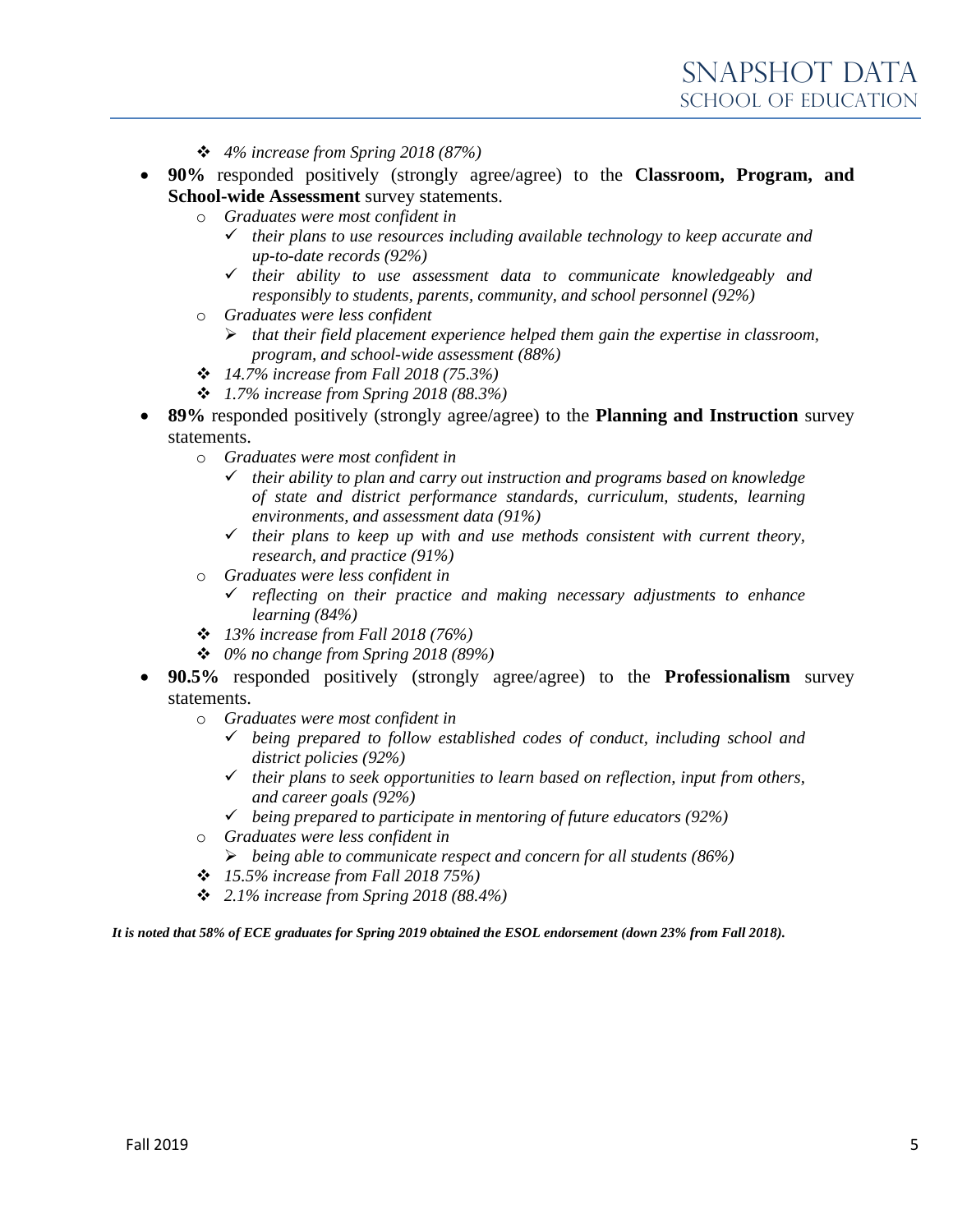- *4% increase from Spring 2018 (87%)*

- **90%** responded positively (strongly agree/agree) to the **Classroom, Program, and School-wide Assessment** survey statements.
    - *Graduates were most confident in*
        - ✓ *their plans to use resources including available technology to keep accurate and up-to-date records (92%)*
        - ✓ *their ability to use assessment data to communicate knowledgeably and responsibly to students, parents, community, and school personnel (92%)*
    - *Graduates were less confident*
        - ➢ *that their field placement experience helped them gain the expertise in classroom, program, and school-wide assessment (88%)*
    - *14.7% increase from Fall 2018 (75.3%)*
    - *1.7% increase from Spring 2018 (88.3%)*

- **89%** responded positively (strongly agree/agree) to the **Planning and Instruction** survey statements.
    - *Graduates were most confident in*
        - ✓ *their ability to plan and carry out instruction and programs based on knowledge of state and district performance standards, curriculum, students, learning environments, and assessment data (91%)*
        - ✓ *their plans to keep up with and use methods consistent with current theory, research, and practice (91%)*
    - *Graduates were less confident in*
        - ✓ *reflecting on their practice and making necessary adjustments to enhance learning (84%)*
    - *13% increase from Fall 2018 (76%)*
    - *0% no change from Spring 2018 (89%)*

- **90.5%** responded positively (strongly agree/agree) to the **Professionalism** survey statements.
    - *Graduates were most confident in*
        - ✓ *being prepared to follow established codes of conduct, including school and district policies (92%)*
        - ✓ *their plans to seek opportunities to learn based on reflection, input from others, and career goals (92%)*
        - ✓ *being prepared to participate in mentoring of future educators (92%)*
    - *Graduates were less confident in*
        - ➢ *being able to communicate respect and concern for all students (86%)*
    - *15.5% increase from Fall 2018 75%)*
    - *2.1% increase from Spring 2018 (88.4%)*

***It is noted that 58% of ECE graduates for Spring 2019 obtained the ESOL endorsement (down 23% from Fall 2018).***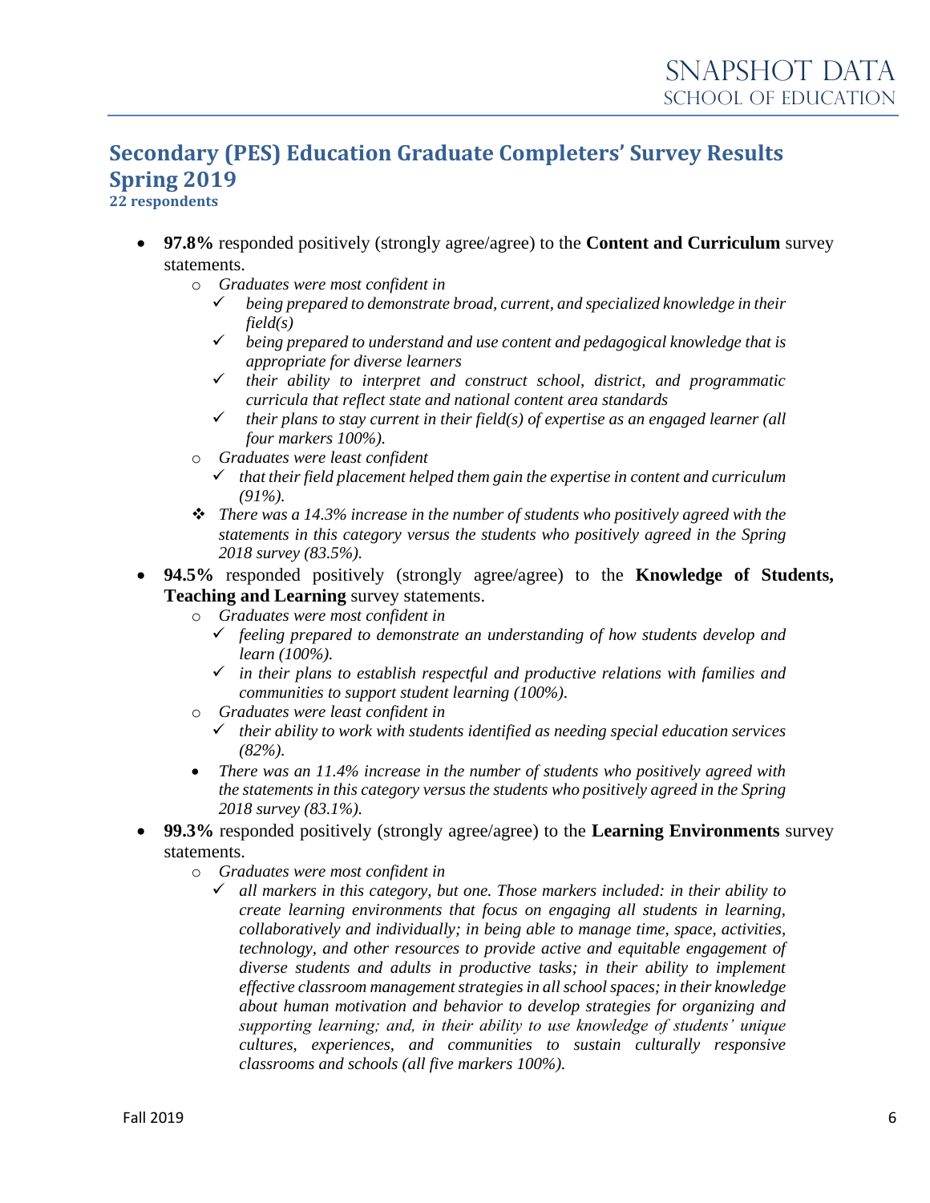## Secondary (PES) Education Graduate Completers' Survey Results Spring 2019

**22 respondents**

- **97.8%** responded positively (strongly agree/agree) to the **Content and Curriculum** survey statements.
  - *Graduates were most confident in*
    - ✓ *being prepared to demonstrate broad, current, and specialized knowledge in their field(s)*
    - ✓ *being prepared to understand and use content and pedagogical knowledge that is appropriate for diverse learners*
    - ✓ *their ability to interpret and construct school, district, and programmatic curricula that reflect state and national content area standards*
    - ✓ *their plans to stay current in their field(s) of expertise as an engaged learner (all four markers 100%).*
  - *Graduates were least confident*
    - ✓ *that their field placement helped them gain the expertise in content and curriculum (91%).*
  - ❖ *There was a 14.3% increase in the number of students who positively agreed with the statements in this category versus the students who positively agreed in the Spring 2018 survey (83.5%).*
- **94.5%** responded positively (strongly agree/agree) to the **Knowledge of Students, Teaching and Learning** survey statements.
  - *Graduates were most confident in*
    - ✓ *feeling prepared to demonstrate an understanding of how students develop and learn (100%).*
    - ✓ *in their plans to establish respectful and productive relations with families and communities to support student learning (100%).*
  - *Graduates were least confident in*
    - ✓ *their ability to work with students identified as needing special education services (82%).*
  - *There was an 11.4% increase in the number of students who positively agreed with the statements in this category versus the students who positively agreed in the Spring 2018 survey (83.1%).*
- **99.3%** responded positively (strongly agree/agree) to the **Learning Environments** survey statements.
  - *Graduates were most confident in*
    - ✓ *all markers in this category, but one. Those markers included: in their ability to create learning environments that focus on engaging all students in learning, collaboratively and individually; in being able to manage time, space, activities, technology, and other resources to provide active and equitable engagement of diverse students and adults in productive tasks; in their ability to implement effective classroom management strategies in all school spaces; in their knowledge about human motivation and behavior to develop strategies for organizing and supporting learning; and, in their ability to use knowledge of students' unique cultures, experiences, and communities to sustain culturally responsive classrooms and schools (all five markers 100%).*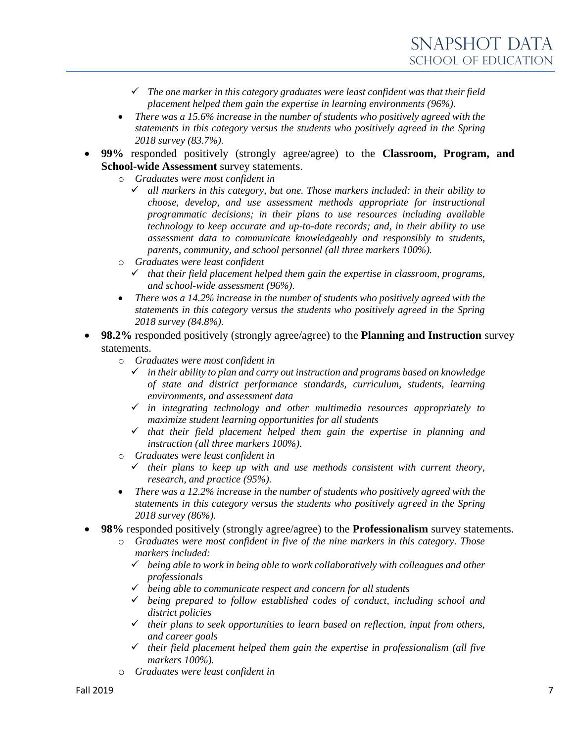- ✓ *The one marker in this category graduates were least confident was that their field placement helped them gain the expertise in learning environments (96%).*
- *There was a 15.6% increase in the number of students who positively agreed with the statements in this category versus the students who positively agreed in the Spring 2018 survey (83.7%).*

- **99%** responded positively (strongly agree/agree) to the **Classroom, Program, and School-wide Assessment** survey statements.
  - *Graduates were most confident in*
    - ✓ *all markers in this category, but one. Those markers included: in their ability to choose, develop, and use assessment methods appropriate for instructional programmatic decisions; in their plans to use resources including available technology to keep accurate and up-to-date records; and, in their ability to use assessment data to communicate knowledgeably and responsibly to students, parents, community, and school personnel (all three markers 100%).*
  - *Graduates were least confident*
    - ✓ *that their field placement helped them gain the expertise in classroom, programs, and school-wide assessment (96%).*
  - *There was a 14.2% increase in the number of students who positively agreed with the statements in this category versus the students who positively agreed in the Spring 2018 survey (84.8%).*

- **98.2%** responded positively (strongly agree/agree) to the **Planning and Instruction** survey statements.
  - *Graduates were most confident in*
    - ✓ *in their ability to plan and carry out instruction and programs based on knowledge of state and district performance standards, curriculum, students, learning environments, and assessment data*
    - ✓ *in integrating technology and other multimedia resources appropriately to maximize student learning opportunities for all students*
    - ✓ *that their field placement helped them gain the expertise in planning and instruction (all three markers 100%).*
  - *Graduates were least confident in*
    - ✓ *their plans to keep up with and use methods consistent with current theory, research, and practice (95%).*
  - *There was a 12.2% increase in the number of students who positively agreed with the statements in this category versus the students who positively agreed in the Spring 2018 survey (86%).*

- **98%** responded positively (strongly agree/agree) to the **Professionalism** survey statements.
  - *Graduates were most confident in five of the nine markers in this category. Those markers included:*
    - ✓ *being able to work in being able to work collaboratively with colleagues and other professionals*
    - ✓ *being able to communicate respect and concern for all students*
    - ✓ *being prepared to follow established codes of conduct, including school and district policies*
    - ✓ *their plans to seek opportunities to learn based on reflection, input from others, and career goals*
    - ✓ *their field placement helped them gain the expertise in professionalism (all five markers 100%).*
  - *Graduates were least confident in*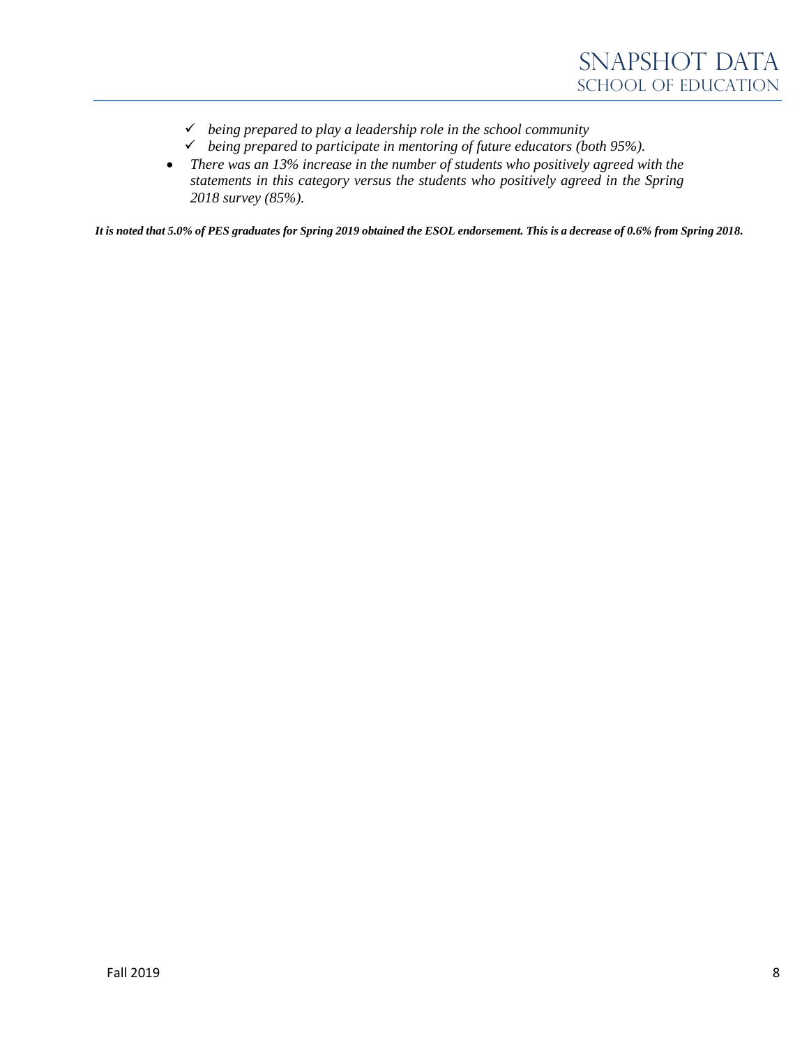- ✓ *being prepared to play a leadership role in the school community*
- ✓ *being prepared to participate in mentoring of future educators (both 95%).*

- *There was an 13% increase in the number of students who positively agreed with the statements in this category versus the students who positively agreed in the Spring 2018 survey (85%).*

***It is noted that 5.0% of PES graduates for Spring 2019 obtained the ESOL endorsement. This is a decrease of 0.6% from Spring 2018.***